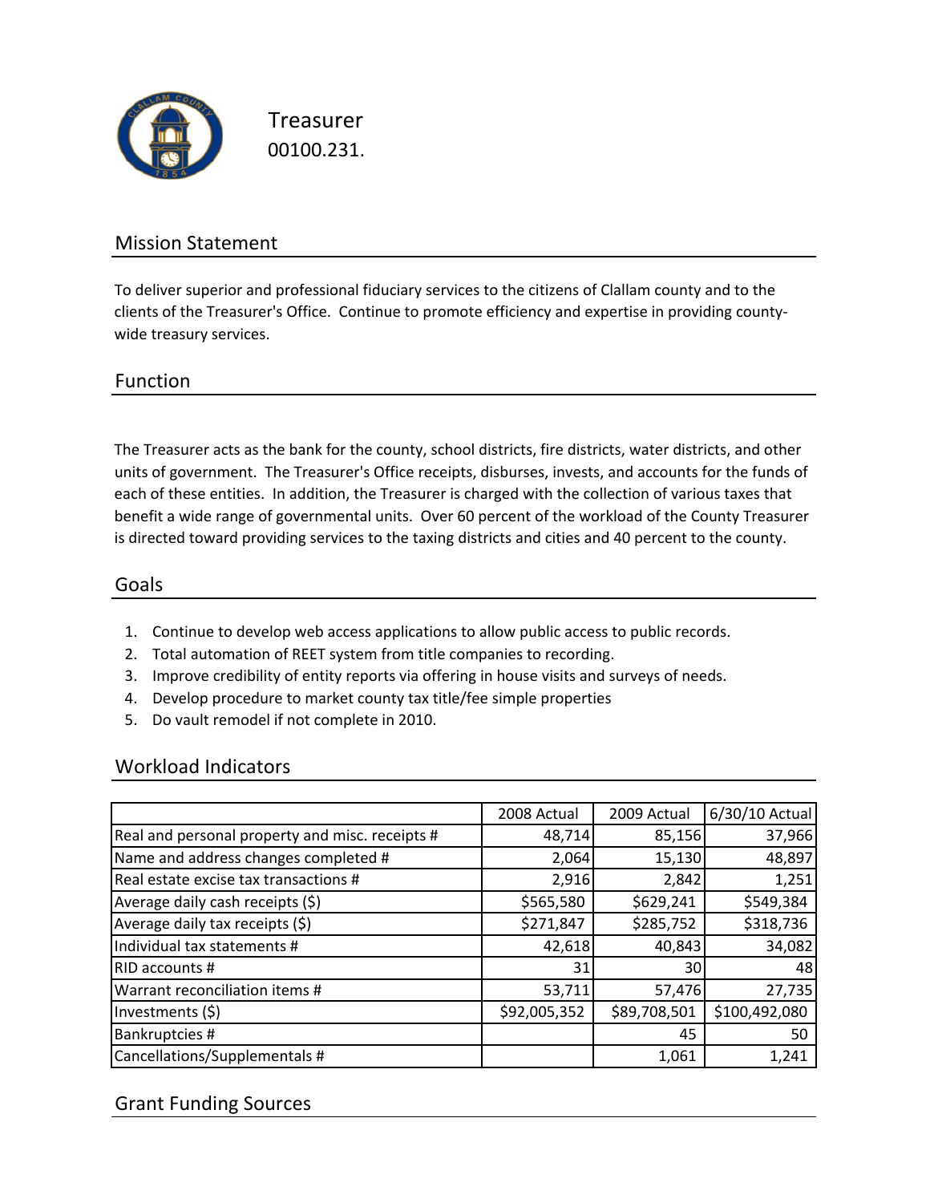# Treasurer

00100.231.

## Mission Statement

To deliver superior and professional fiduciary services to the citizens of Clallam county and to the clients of the Treasurer's Office. Continue to promote efficiency and expertise in providing county-wide treasury services.

## Function

The Treasurer acts as the bank for the county, school districts, fire districts, water districts, and other units of government. The Treasurer's Office receipts, disburses, invests, and accounts for the funds of each of these entities. In addition, the Treasurer is charged with the collection of various taxes that benefit a wide range of governmental units. Over 60 percent of the workload of the County Treasurer is directed toward providing services to the taxing districts and cities and 40 percent to the county.

## Goals

1. Continue to develop web access applications to allow public access to public records.
2. Total automation of REET system from title companies to recording.
3. Improve credibility of entity reports via offering in house visits and surveys of needs.
4. Develop procedure to market county tax title/fee simple properties
5. Do vault remodel if not complete in 2010.

## Workload Indicators

| | 2008 Actual | 2009 Actual | 6/30/10 Actual |
|---|---|---|---|
| Real and personal property and misc. receipts # | 48,714 | 85,156 | 37,966 |
| Name and address changes completed # | 2,064 | 15,130 | 48,897 |
| Real estate excise tax transactions # | 2,916 | 2,842 | 1,251 |
| Average daily cash receipts ($) | $565,580 | $629,241 | $549,384 |
| Average daily tax receipts ($) | $271,847 | $285,752 | $318,736 |
| Individual tax statements # | 42,618 | 40,843 | 34,082 |
| RID accounts # | 31 | 30 | 48 |
| Warrant reconciliation items # | 53,711 | 57,476 | 27,735 |
| Investments ($) | $92,005,352 | $89,708,501 | $100,492,080 |
| Bankruptcies # | | 45 | 50 |
| Cancellations/Supplementals # | | 1,061 | 1,241 |

## Grant Funding Sources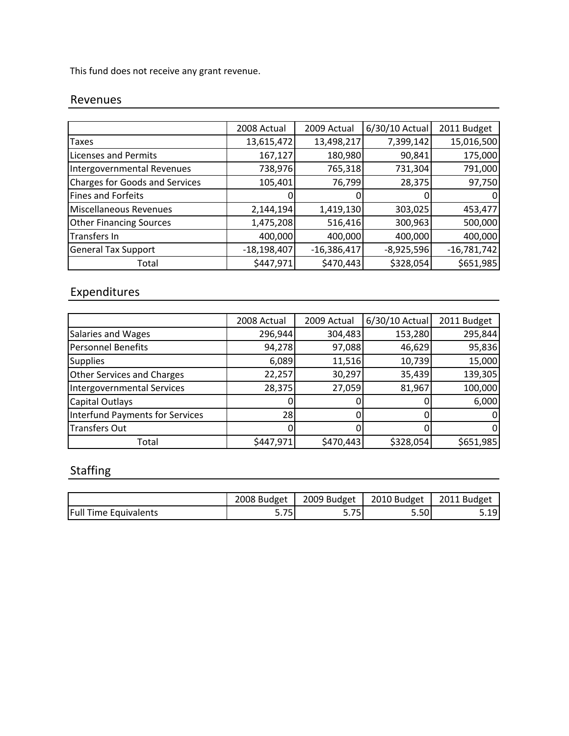This fund does not receive any grant revenue.

## Revenues

| | 2008 Actual | 2009 Actual | 6/30/10 Actual | 2011 Budget |
|---|---|---|---|---|
| Taxes | 13,615,472 | 13,498,217 | 7,399,142 | 15,016,500 |
| Licenses and Permits | 167,127 | 180,980 | 90,841 | 175,000 |
| Intergovernmental Revenues | 738,976 | 765,318 | 731,304 | 791,000 |
| Charges for Goods and Services | 105,401 | 76,799 | 28,375 | 97,750 |
| Fines and Forfeits | 0 | 0 | 0 | 0 |
| Miscellaneous Revenues | 2,144,194 | 1,419,130 | 303,025 | 453,477 |
| Other Financing Sources | 1,475,208 | 516,416 | 300,963 | 500,000 |
| Transfers In | 400,000 | 400,000 | 400,000 | 400,000 |
| General Tax Support | -18,198,407 | -16,386,417 | -8,925,596 | -16,781,742 |
| Total | $447,971 | $470,443 | $328,054 | $651,985 |

## Expenditures

| | 2008 Actual | 2009 Actual | 6/30/10 Actual | 2011 Budget |
|---|---|---|---|---|
| Salaries and Wages | 296,944 | 304,483 | 153,280 | 295,844 |
| Personnel Benefits | 94,278 | 97,088 | 46,629 | 95,836 |
| Supplies | 6,089 | 11,516 | 10,739 | 15,000 |
| Other Services and Charges | 22,257 | 30,297 | 35,439 | 139,305 |
| Intergovernmental Services | 28,375 | 27,059 | 81,967 | 100,000 |
| Capital Outlays | 0 | 0 | 0 | 6,000 |
| Interfund Payments for Services | 28 | 0 | 0 | 0 |
| Transfers Out | 0 | 0 | 0 | 0 |
| Total | $447,971 | $470,443 | $328,054 | $651,985 |

## Staffing

| | 2008 Budget | 2009 Budget | 2010 Budget | 2011 Budget |
|---|---|---|---|---|
| Full Time Equivalents | 5.75 | 5.75 | 5.50 | 5.19 |